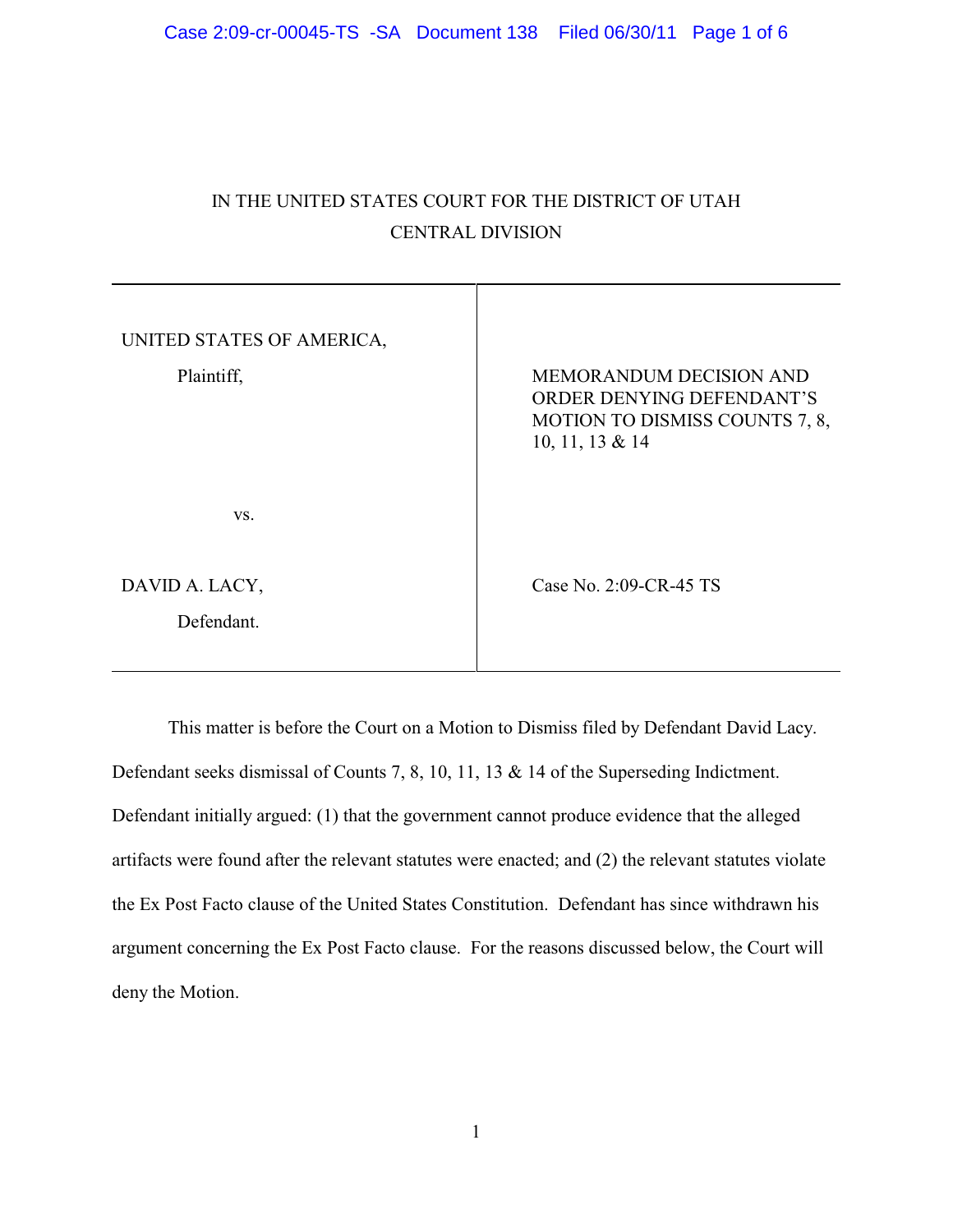IN THE UNITED STATES COURT FOR THE DISTRICT OF UTAH
CENTRAL DIVISION

| | |
|---|---|
| UNITED STATES OF AMERICA, Plaintiff, | MEMORANDUM DECISION AND ORDER DENYING DEFENDANT'S MOTION TO DISMISS COUNTS 7, 8, 10, 11, 13 & 14 |
| vs. | |
| DAVID A. LACY, Defendant. | Case No. 2:09-CR-45 TS |

This matter is before the Court on a Motion to Dismiss filed by Defendant David Lacy. Defendant seeks dismissal of Counts 7, 8, 10, 11, 13 & 14 of the Superseding Indictment. Defendant initially argued: (1) that the government cannot produce evidence that the alleged artifacts were found after the relevant statutes were enacted; and (2) the relevant statutes violate the Ex Post Facto clause of the United States Constitution. Defendant has since withdrawn his argument concerning the Ex Post Facto clause. For the reasons discussed below, the Court will deny the Motion.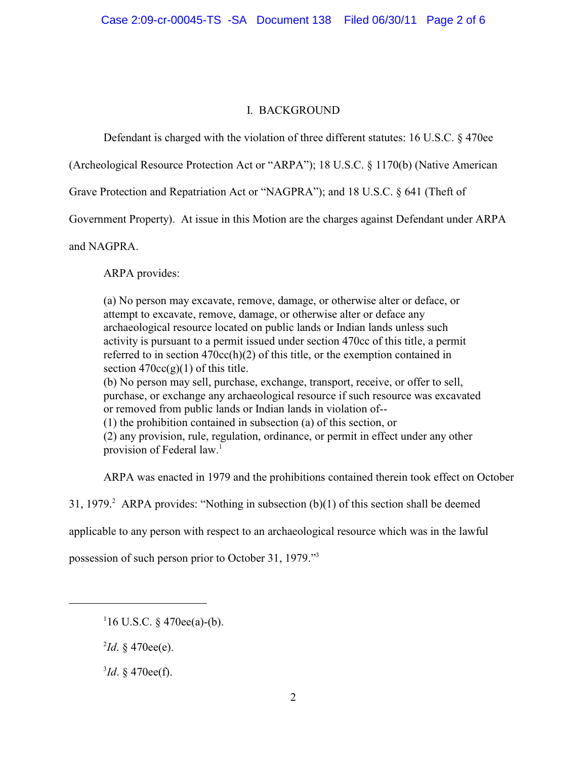## I. BACKGROUND

Defendant is charged with the violation of three different statutes: 16 U.S.C. § 470ee (Archeological Resource Protection Act or "ARPA"); 18 U.S.C. § 1170(b) (Native American Grave Protection and Repatriation Act or "NAGPRA"); and 18 U.S.C. § 641 (Theft of Government Property). At issue in this Motion are the charges against Defendant under ARPA and NAGPRA.

ARPA provides:

> (a) No person may excavate, remove, damage, or otherwise alter or deface, or attempt to excavate, remove, damage, or otherwise alter or deface any archaeological resource located on public lands or Indian lands unless such activity is pursuant to a permit issued under section 470cc of this title, a permit referred to in section 470cc(h)(2) of this title, or the exemption contained in section 470cc(g)(1) of this title.
> (b) No person may sell, purchase, exchange, transport, receive, or offer to sell, purchase, or exchange any archaeological resource if such resource was excavated or removed from public lands or Indian lands in violation of--
> (1) the prohibition contained in subsection (a) of this section, or
> (2) any provision, rule, regulation, ordinance, or permit in effect under any other provision of Federal law.[1]

ARPA was enacted in 1979 and the prohibitions contained therein took effect on October 31, 1979.[2] ARPA provides: "Nothing in subsection (b)(1) of this section shall be deemed applicable to any person with respect to an archaeological resource which was in the lawful possession of such person prior to October 31, 1979."[3]

---

[1] 16 U.S.C. § 470ee(a)-(b).

[2] *Id*. § 470ee(e).

[3] *Id*. § 470ee(f).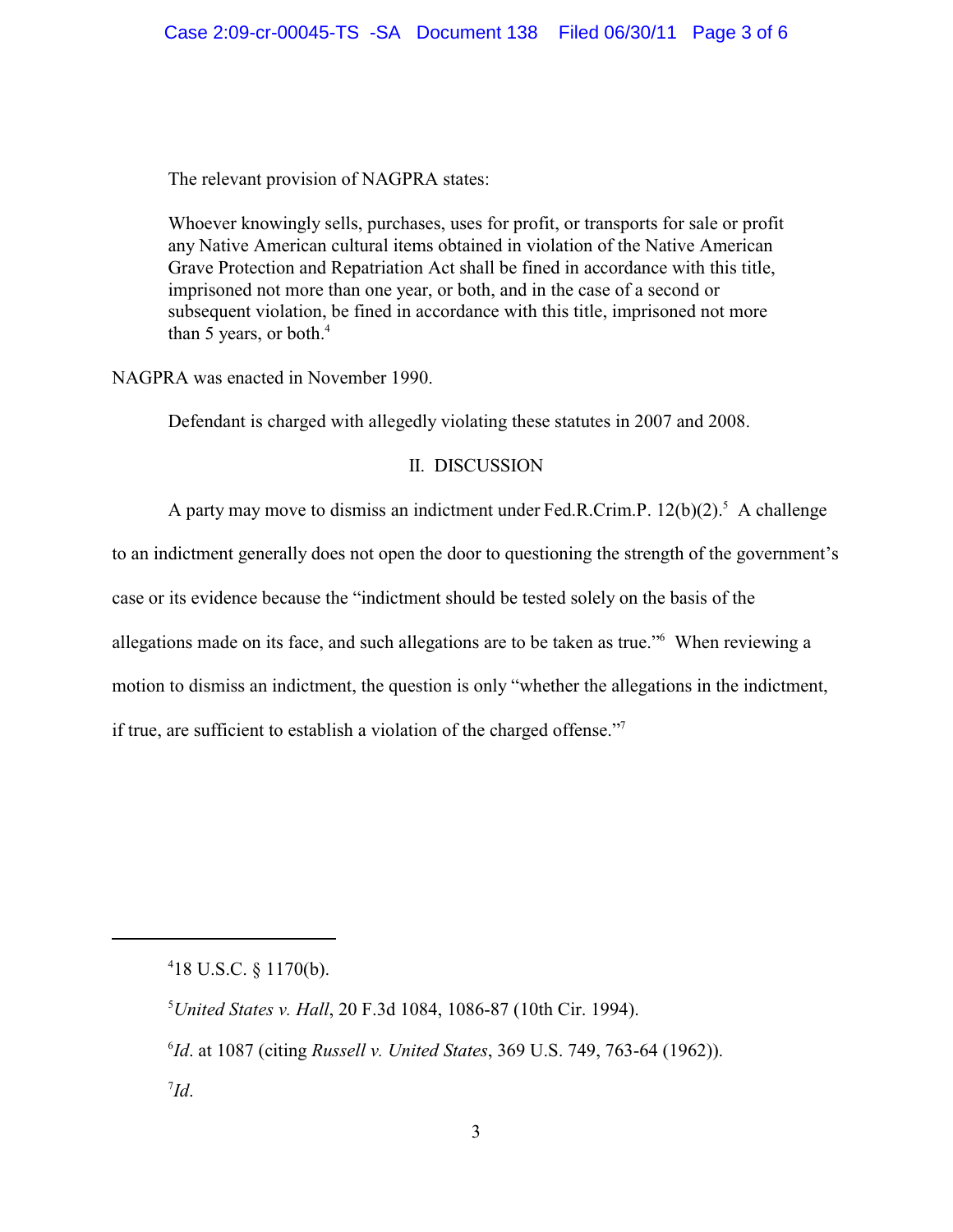The relevant provision of NAGPRA states:

> Whoever knowingly sells, purchases, uses for profit, or transports for sale or profit any Native American cultural items obtained in violation of the Native American Grave Protection and Repatriation Act shall be fined in accordance with this title, imprisoned not more than one year, or both, and in the case of a second or subsequent violation, be fined in accordance with this title, imprisoned not more than 5 years, or both.[4]

NAGPRA was enacted in November 1990.

Defendant is charged with allegedly violating these statutes in 2007 and 2008.

## II. DISCUSSION

A party may move to dismiss an indictment under Fed.R.Crim.P. 12(b)(2).[5] A challenge to an indictment generally does not open the door to questioning the strength of the government's case or its evidence because the "indictment should be tested solely on the basis of the allegations made on its face, and such allegations are to be taken as true."[6] When reviewing a motion to dismiss an indictment, the question is only "whether the allegations in the indictment, if true, are sufficient to establish a violation of the charged offense."[7]

---

[4] 18 U.S.C. § 1170(b).

[5] *United States v. Hall*, 20 F.3d 1084, 1086-87 (10th Cir. 1994).

[6] *Id*. at 1087 (citing *Russell v. United States*, 369 U.S. 749, 763-64 (1962)).

[7] *Id*.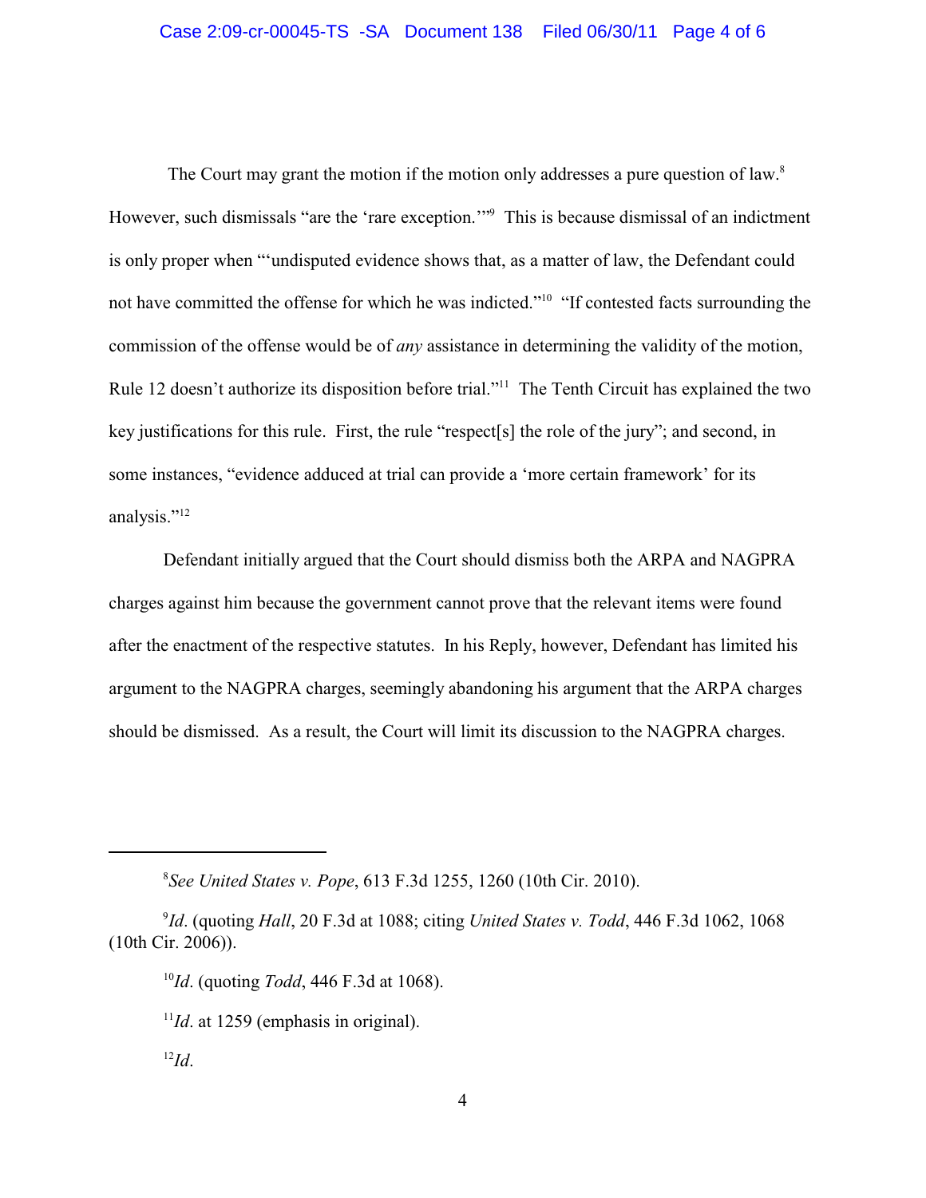The Court may grant the motion if the motion only addresses a pure question of law.[8] However, such dismissals "are the 'rare exception.'"[9] This is because dismissal of an indictment is only proper when "'undisputed evidence shows that, as a matter of law, the Defendant could not have committed the offense for which he was indicted."[10] "If contested facts surrounding the commission of the offense would be of *any* assistance in determining the validity of the motion, Rule 12 doesn't authorize its disposition before trial."[11] The Tenth Circuit has explained the two key justifications for this rule. First, the rule "respect[s] the role of the jury"; and second, in some instances, "evidence adduced at trial can provide a 'more certain framework' for its analysis."[12]

Defendant initially argued that the Court should dismiss both the ARPA and NAGPRA charges against him because the government cannot prove that the relevant items were found after the enactment of the respective statutes. In his Reply, however, Defendant has limited his argument to the NAGPRA charges, seemingly abandoning his argument that the ARPA charges should be dismissed. As a result, the Court will limit its discussion to the NAGPRA charges.

---

[8]*See United States v. Pope*, 613 F.3d 1255, 1260 (10th Cir. 2010).

[9]*Id*. (quoting *Hall*, 20 F.3d at 1088; citing *United States v. Todd*, 446 F.3d 1062, 1068 (10th Cir. 2006)).

[10]*Id*. (quoting *Todd*, 446 F.3d at 1068).

[11]*Id*. at 1259 (emphasis in original).

[12]*Id*.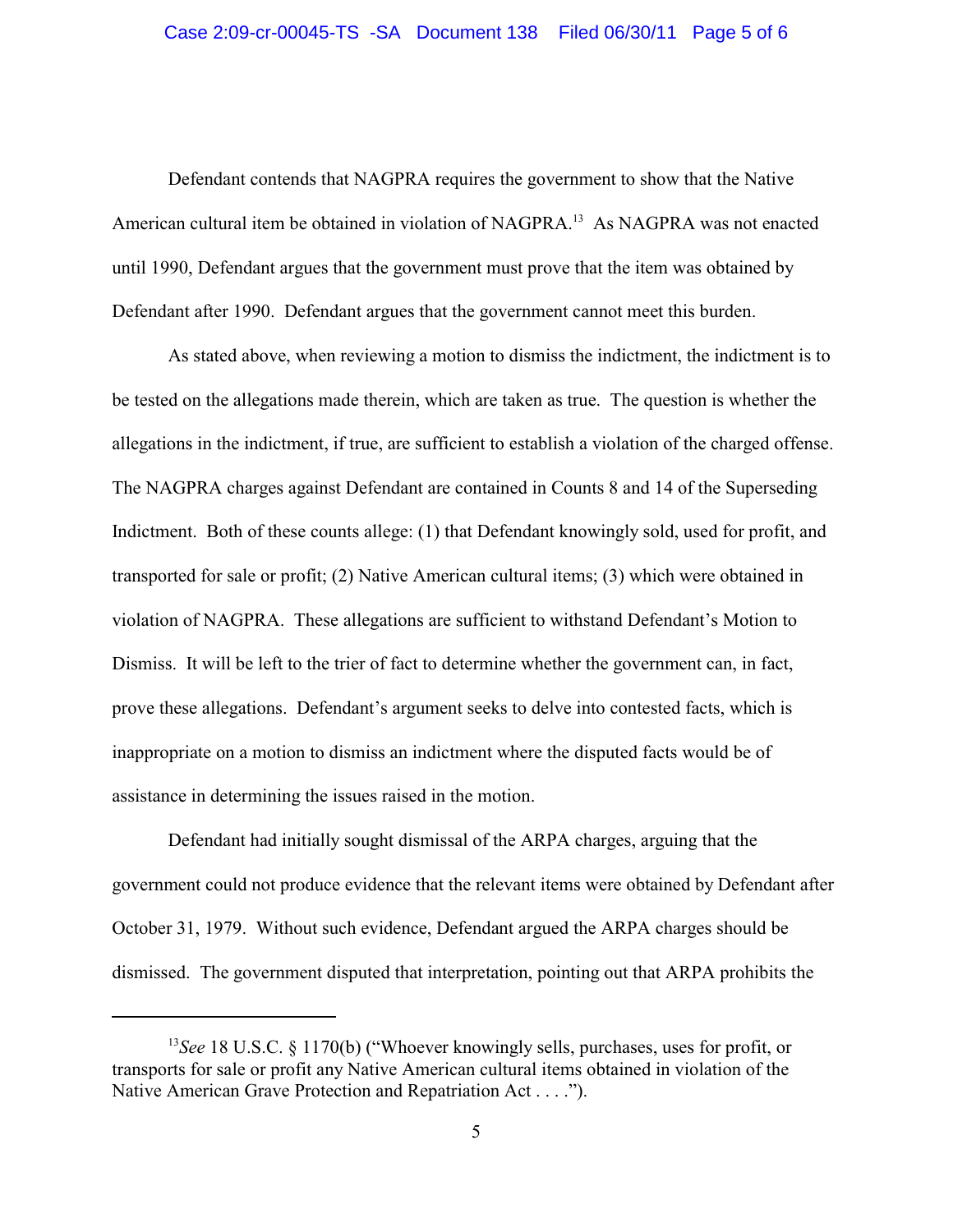Defendant contends that NAGPRA requires the government to show that the Native American cultural item be obtained in violation of NAGPRA.[13] As NAGPRA was not enacted until 1990, Defendant argues that the government must prove that the item was obtained by Defendant after 1990. Defendant argues that the government cannot meet this burden.

As stated above, when reviewing a motion to dismiss the indictment, the indictment is to be tested on the allegations made therein, which are taken as true. The question is whether the allegations in the indictment, if true, are sufficient to establish a violation of the charged offense. The NAGPRA charges against Defendant are contained in Counts 8 and 14 of the Superseding Indictment. Both of these counts allege: (1) that Defendant knowingly sold, used for profit, and transported for sale or profit; (2) Native American cultural items; (3) which were obtained in violation of NAGPRA. These allegations are sufficient to withstand Defendant's Motion to Dismiss. It will be left to the trier of fact to determine whether the government can, in fact, prove these allegations. Defendant's argument seeks to delve into contested facts, which is inappropriate on a motion to dismiss an indictment where the disputed facts would be of assistance in determining the issues raised in the motion.

Defendant had initially sought dismissal of the ARPA charges, arguing that the government could not produce evidence that the relevant items were obtained by Defendant after October 31, 1979. Without such evidence, Defendant argued the ARPA charges should be dismissed. The government disputed that interpretation, pointing out that ARPA prohibits the

---

[13] *See* 18 U.S.C. § 1170(b) ("Whoever knowingly sells, purchases, uses for profit, or transports for sale or profit any Native American cultural items obtained in violation of the Native American Grave Protection and Repatriation Act . . . .").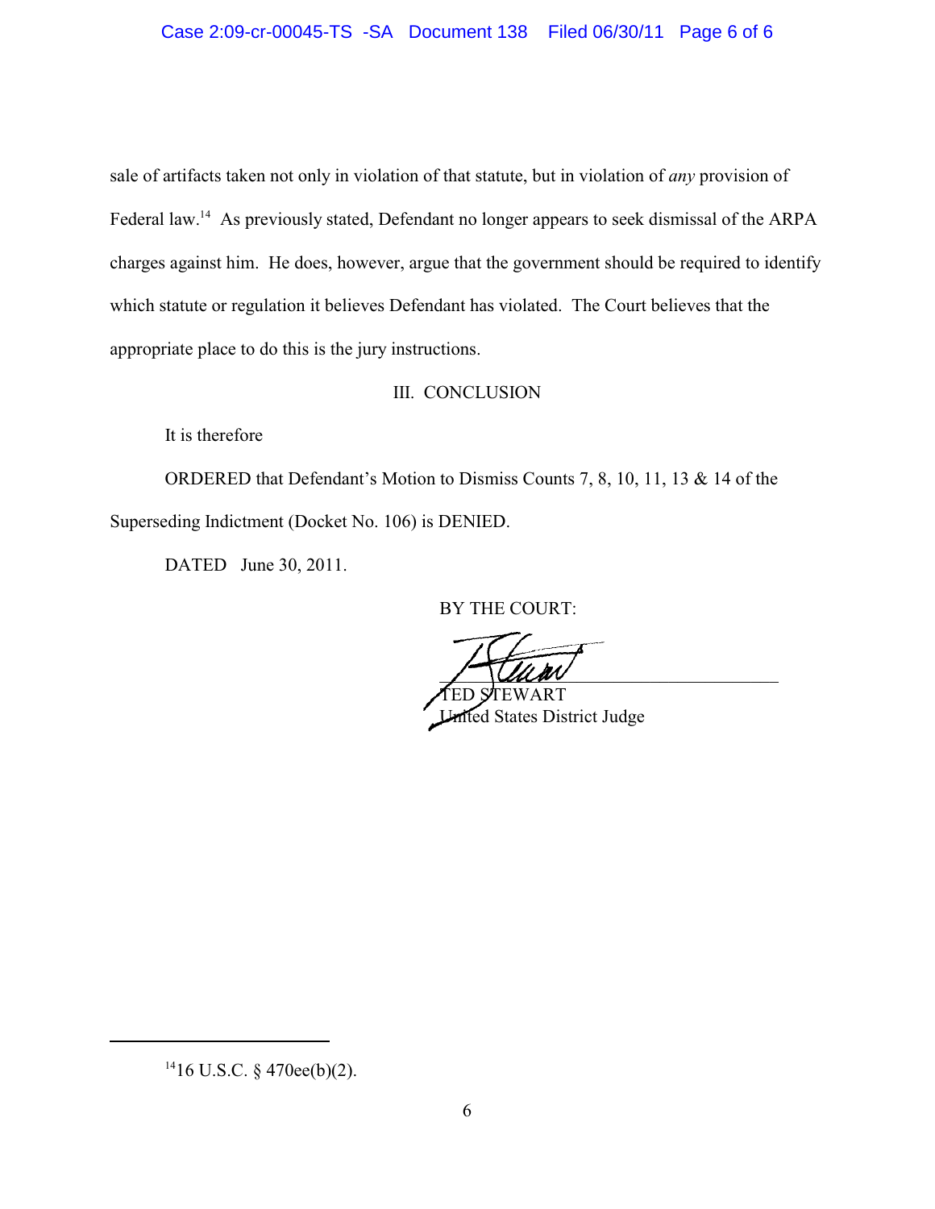sale of artifacts taken not only in violation of that statute, but in violation of *any* provision of Federal law.[14] As previously stated, Defendant no longer appears to seek dismissal of the ARPA charges against him. He does, however, argue that the government should be required to identify which statute or regulation it believes Defendant has violated. The Court believes that the appropriate place to do this is the jury instructions.

## III. CONCLUSION

It is therefore

ORDERED that Defendant's Motion to Dismiss Counts 7, 8, 10, 11, 13 & 14 of the Superseding Indictment (Docket No. 106) is DENIED.

DATED June 30, 2011.

BY THE COURT:

TED STEWART
United States District Judge

---

[14] 16 U.S.C. § 470ee(b)(2).